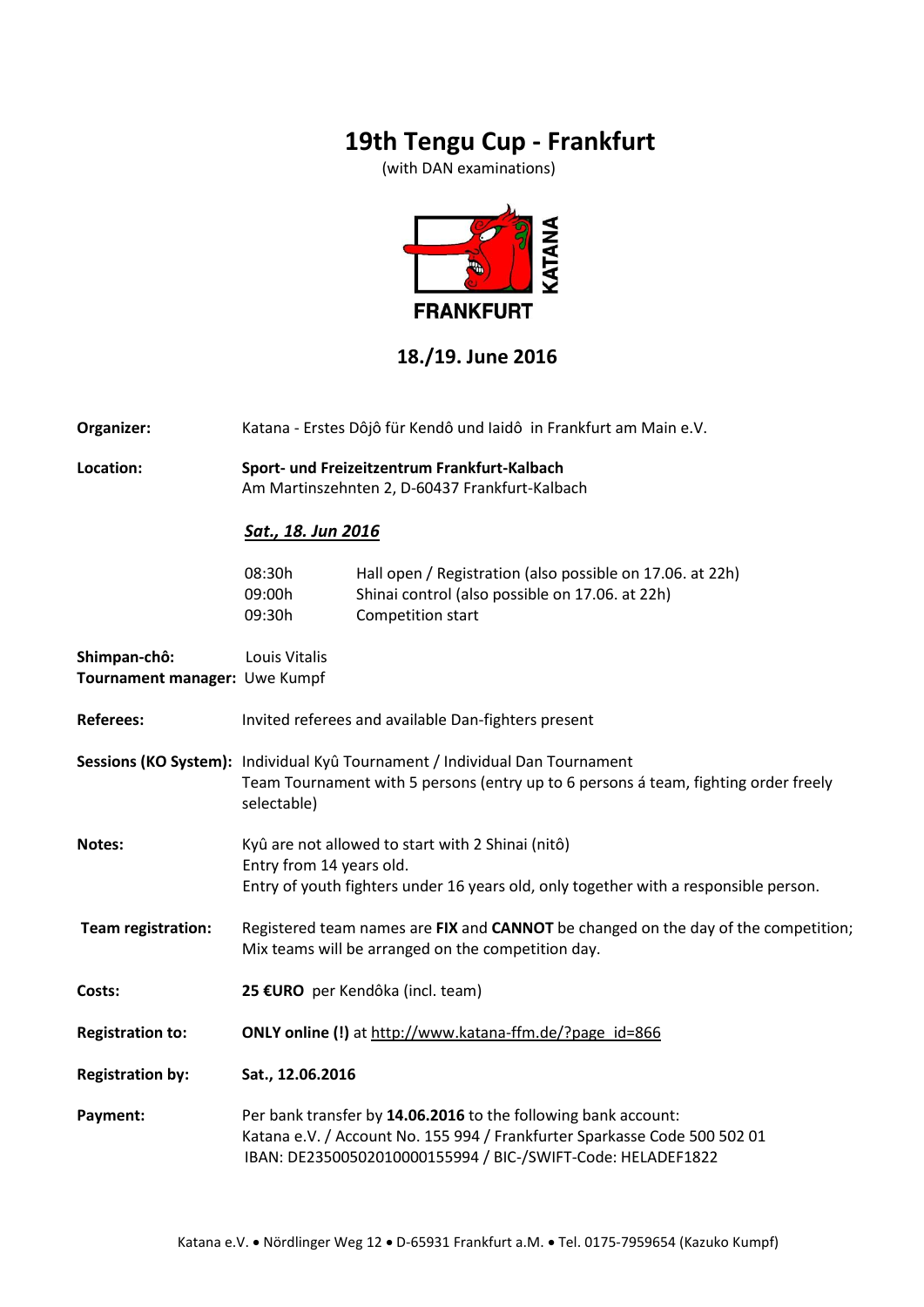# 19th Tengu Cup - Frankfurt

(with DAN examinations)

KATANA
FRANKFURT

## 18./19. June 2016

**Organizer:** Katana - Erstes Dôjô für Kendô und Iaidô in Frankfurt am Main e.V.

**Location:** **Sport- und Freizeitzentrum Frankfurt-Kalbach**
Am Martinszehnten 2, D-60437 Frankfurt-Kalbach

***Sat., 18. Jun 2016***

| | |
|---|---|
| 08:30h | Hall open / Registration (also possible on 17.06. at 22h) |
| 09:00h | Shinai control (also possible on 17.06. at 22h) |
| 09:30h | Competition start |

**Shimpan-chô:** Louis Vitalis
**Tournament manager:** Uwe Kumpf

**Referees:** Invited referees and available Dan-fighters present

**Sessions (KO System):** Individual Kyû Tournament / Individual Dan Tournament
Team Tournament with 5 persons (entry up to 6 persons á team, fighting order freely selectable)

**Notes:** Kyû are not allowed to start with 2 Shinai (nitô)
Entry from 14 years old.
Entry of youth fighters under 16 years old, only together with a responsible person.

**Team registration:** Registered team names are **FIX** and **CANNOT** be changed on the day of the competition; Mix teams will be arranged on the competition day.

**Costs:** **25 €URO** per Kendôka (incl. team)

**Registration to:** **ONLY online (!)** at http://www.katana-ffm.de/?page_id=866

**Registration by:** **Sat., 12.06.2016**

**Payment:** Per bank transfer by **14.06.2016** to the following bank account:
Katana e.V. / Account No. 155 994 / Frankfurter Sparkasse Code 500 502 01
IBAN: DE23500502010000155994 / BIC-/SWIFT-Code: HELADEF1822

Katana e.V. • Nördlinger Weg 12 • D-65931 Frankfurt a.M. • Tel. 0175-7959654 (Kazuko Kumpf)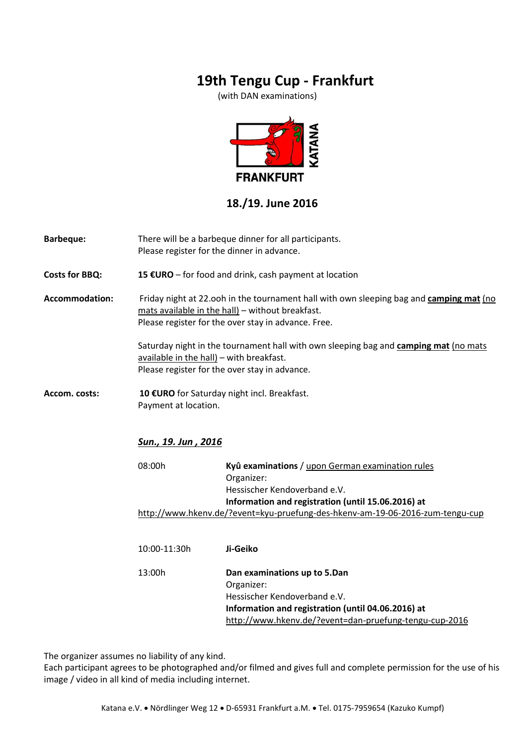# 19th Tengu Cup - Frankfurt

(with DAN examinations)

FRANKFURT

KATANA

## 18./19. June 2016

**Barbeque:** There will be a barbeque dinner for all participants.
Please register for the dinner in advance.

**Costs for BBQ:** **15 €URO** – for food and drink, cash payment at location

**Accommodation:** Friday night at 22.ooh in the tournament hall with own sleeping bag and **camping mat** (no mats available in the hall) – without breakfast.
Please register for the over stay in advance. Free.

Saturday night in the tournament hall with own sleeping bag and **camping mat** (no mats available in the hall) – with breakfast.
Please register for the over stay in advance.

**Accom. costs:** **10 €URO** for Saturday night incl. Breakfast.
Payment at location.

***Sun., 19. Jun , 2016***

08:00h **Kyû examinations** / upon German examination rules
Organizer:
Hessischer Kendoverband e.V.
**Information and registration (until 15.06.2016) at**
http://www.hkenv.de/?event=kyu-pruefung-des-hkenv-am-19-06-2016-zum-tengu-cup

10:00-11:30h **Ji-Geiko**

13:00h **Dan examinations up to 5.Dan**
Organizer:
Hessischer Kendoverband e.V.
**Information and registration (until 04.06.2016) at**
http://www.hkenv.de/?event=dan-pruefung-tengu-cup-2016

The organizer assumes no liability of any kind.
Each participant agrees to be photographed and/or filmed and gives full and complete permission for the use of his image / video in all kind of media including internet.

Katana e.V. • Nördlinger Weg 12 • D-65931 Frankfurt a.M. • Tel. 0175-7959654 (Kazuko Kumpf)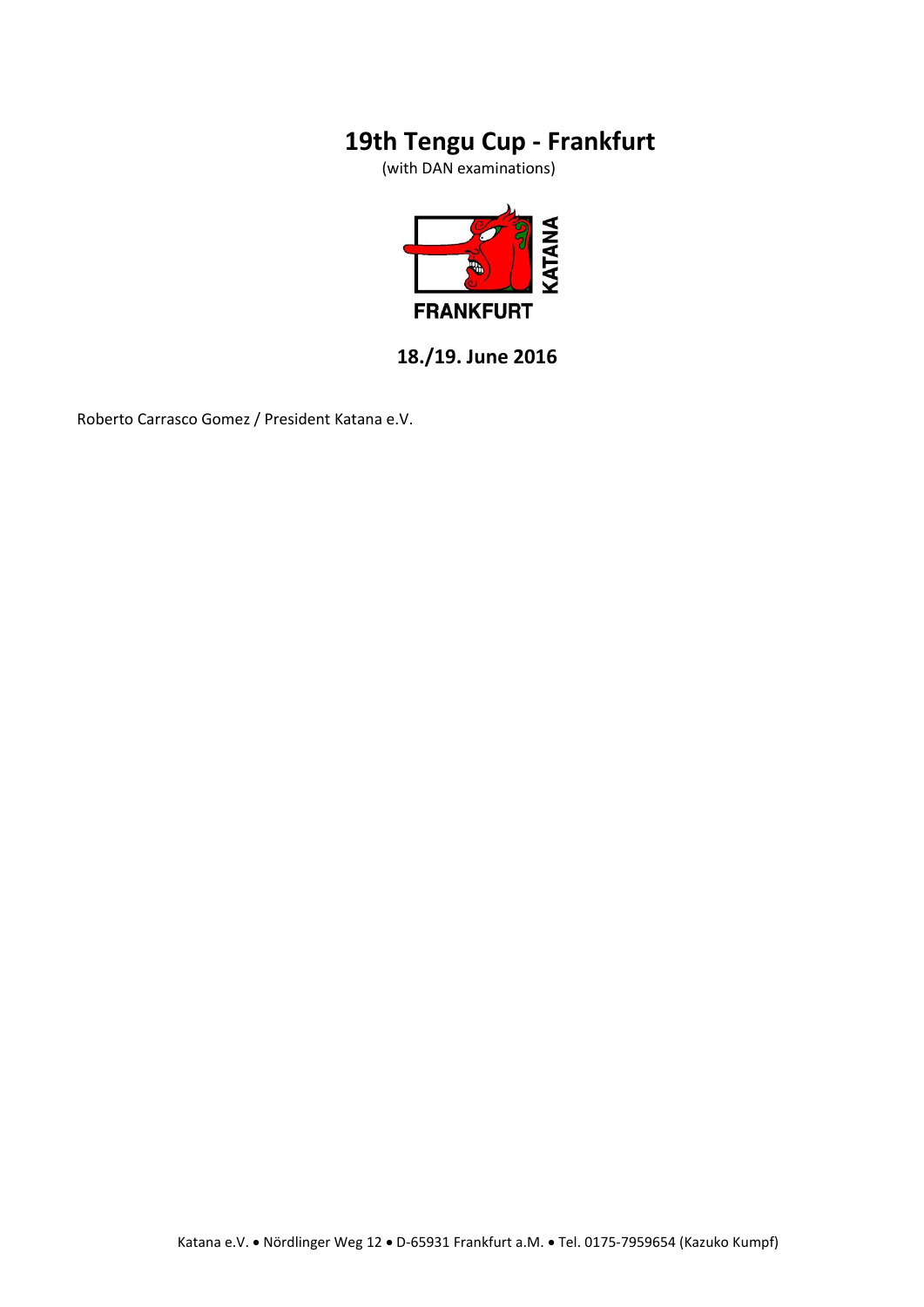# 19th Tengu Cup - Frankfurt

(with DAN examinations)

KATANA
FRANKFURT

**18./19. June 2016**

Roberto Carrasco Gomez / President Katana e.V.

Katana e.V. • Nördlinger Weg 12 • D-65931 Frankfurt a.M. • Tel. 0175-7959654 (Kazuko Kumpf)